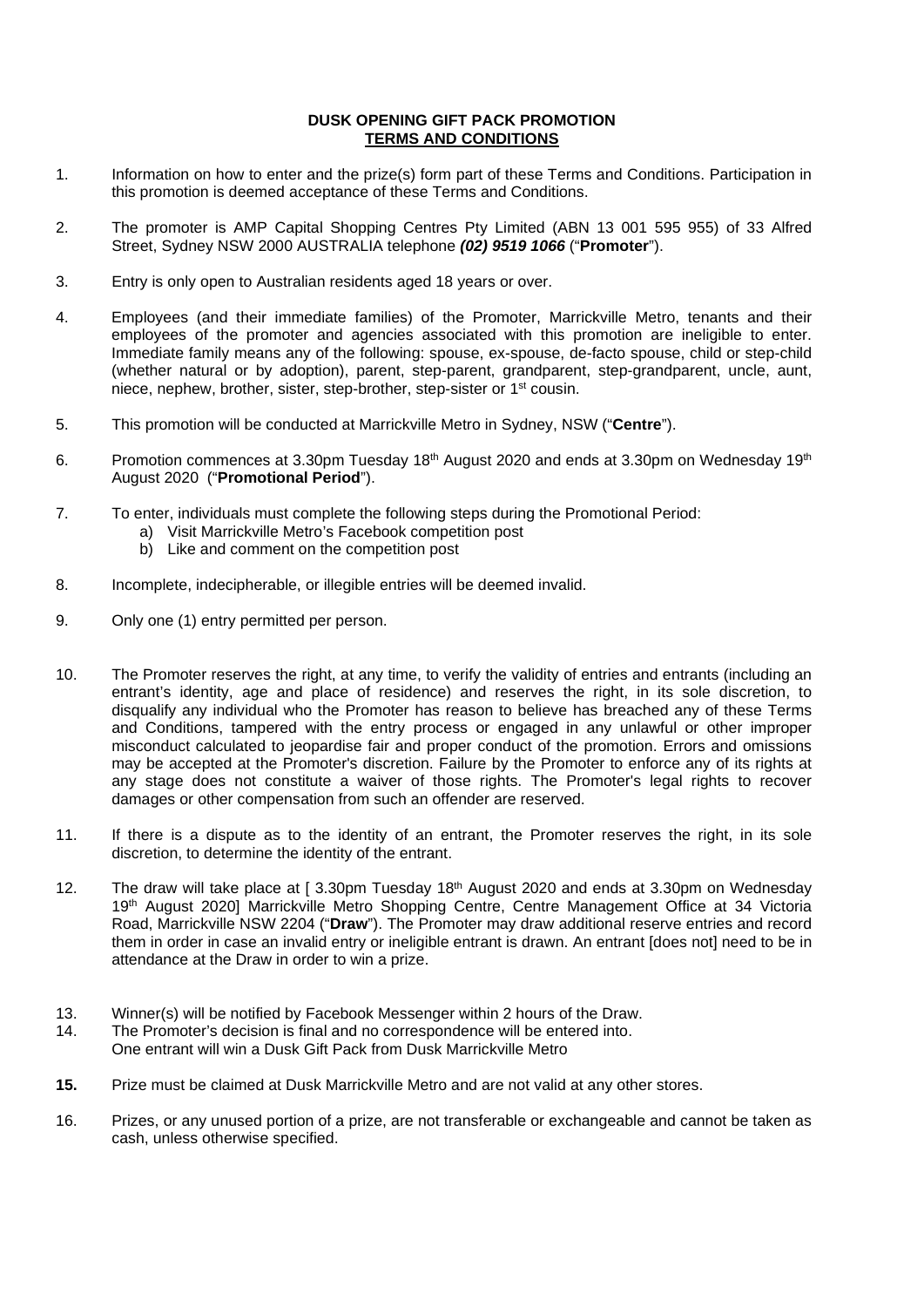**DUSK OPENING GIFT PACK PROMOTION**
**TERMS AND CONDITIONS**

1. Information on how to enter and the prize(s) form part of these Terms and Conditions. Participation in this promotion is deemed acceptance of these Terms and Conditions.

2. The promoter is AMP Capital Shopping Centres Pty Limited (ABN 13 001 595 955) of 33 Alfred Street, Sydney NSW 2000 AUSTRALIA telephone ***(02) 9519 1066*** ("**Promoter**").

3. Entry is only open to Australian residents aged 18 years or over.

4. Employees (and their immediate families) of the Promoter, Marrickville Metro, tenants and their employees of the promoter and agencies associated with this promotion are ineligible to enter. Immediate family means any of the following: spouse, ex-spouse, de-facto spouse, child or step-child (whether natural or by adoption), parent, step-parent, grandparent, step-grandparent, uncle, aunt, niece, nephew, brother, sister, step-brother, step-sister or 1st cousin.

5. This promotion will be conducted at Marrickville Metro in Sydney, NSW ("**Centre**").

6. Promotion commences at 3.30pm Tuesday 18th August 2020 and ends at 3.30pm on Wednesday 19th August 2020 ("**Promotional Period**").

7. To enter, individuals must complete the following steps during the Promotional Period:
   a) Visit Marrickville Metro's Facebook competition post
   b) Like and comment on the competition post

8. Incomplete, indecipherable, or illegible entries will be deemed invalid.

9. Only one (1) entry permitted per person.

10. The Promoter reserves the right, at any time, to verify the validity of entries and entrants (including an entrant's identity, age and place of residence) and reserves the right, in its sole discretion, to disqualify any individual who the Promoter has reason to believe has breached any of these Terms and Conditions, tampered with the entry process or engaged in any unlawful or other improper misconduct calculated to jeopardise fair and proper conduct of the promotion. Errors and omissions may be accepted at the Promoter's discretion. Failure by the Promoter to enforce any of its rights at any stage does not constitute a waiver of those rights. The Promoter's legal rights to recover damages or other compensation from such an offender are reserved.

11. If there is a dispute as to the identity of an entrant, the Promoter reserves the right, in its sole discretion, to determine the identity of the entrant.

12. The draw will take place at [ 3.30pm Tuesday 18th August 2020 and ends at 3.30pm on Wednesday 19th August 2020] Marrickville Metro Shopping Centre, Centre Management Office at 34 Victoria Road, Marrickville NSW 2204 ("**Draw**"). The Promoter may draw additional reserve entries and record them in order in case an invalid entry or ineligible entrant is drawn. An entrant [does not] need to be in attendance at the Draw in order to win a prize.

13. Winner(s) will be notified by Facebook Messenger within 2 hours of the Draw.

14. The Promoter's decision is final and no correspondence will be entered into.
    One entrant will win a Dusk Gift Pack from Dusk Marrickville Metro

**15.** Prize must be claimed at Dusk Marrickville Metro and are not valid at any other stores.

16. Prizes, or any unused portion of a prize, are not transferable or exchangeable and cannot be taken as cash, unless otherwise specified.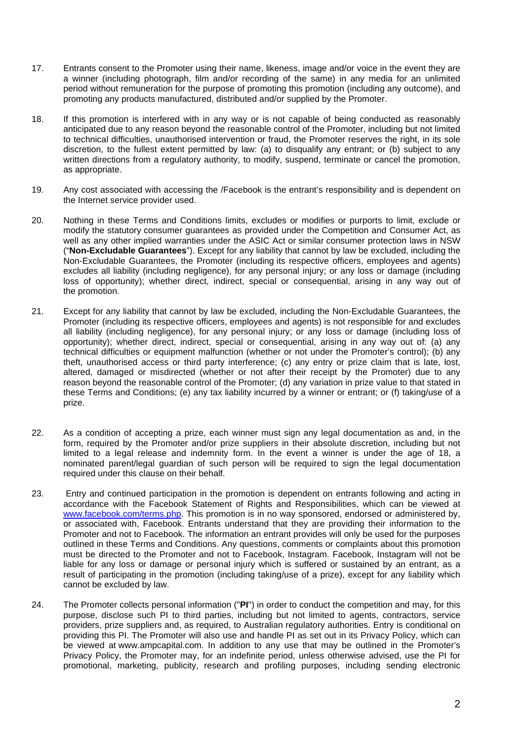17. Entrants consent to the Promoter using their name, likeness, image and/or voice in the event they are a winner (including photograph, film and/or recording of the same) in any media for an unlimited period without remuneration for the purpose of promoting this promotion (including any outcome), and promoting any products manufactured, distributed and/or supplied by the Promoter.

18. If this promotion is interfered with in any way or is not capable of being conducted as reasonably anticipated due to any reason beyond the reasonable control of the Promoter, including but not limited to technical difficulties, unauthorised intervention or fraud, the Promoter reserves the right, in its sole discretion, to the fullest extent permitted by law: (a) to disqualify any entrant; or (b) subject to any written directions from a regulatory authority, to modify, suspend, terminate or cancel the promotion, as appropriate.

19. Any cost associated with accessing the /Facebook is the entrant's responsibility and is dependent on the Internet service provider used.

20. Nothing in these Terms and Conditions limits, excludes or modifies or purports to limit, exclude or modify the statutory consumer guarantees as provided under the Competition and Consumer Act, as well as any other implied warranties under the ASIC Act or similar consumer protection laws in NSW ("**Non-Excludable Guarantees**"). Except for any liability that cannot by law be excluded, including the Non-Excludable Guarantees, the Promoter (including its respective officers, employees and agents) excludes all liability (including negligence), for any personal injury; or any loss or damage (including loss of opportunity); whether direct, indirect, special or consequential, arising in any way out of the promotion.

21. Except for any liability that cannot by law be excluded, including the Non-Excludable Guarantees, the Promoter (including its respective officers, employees and agents) is not responsible for and excludes all liability (including negligence), for any personal injury; or any loss or damage (including loss of opportunity); whether direct, indirect, special or consequential, arising in any way out of: (a) any technical difficulties or equipment malfunction (whether or not under the Promoter's control); (b) any theft, unauthorised access or third party interference; (c) any entry or prize claim that is late, lost, altered, damaged or misdirected (whether or not after their receipt by the Promoter) due to any reason beyond the reasonable control of the Promoter; (d) any variation in prize value to that stated in these Terms and Conditions; (e) any tax liability incurred by a winner or entrant; or (f) taking/use of a prize.

22. As a condition of accepting a prize, each winner must sign any legal documentation as and, in the form, required by the Promoter and/or prize suppliers in their absolute discretion, including but not limited to a legal release and indemnity form. In the event a winner is under the age of 18, a nominated parent/legal guardian of such person will be required to sign the legal documentation required under this clause on their behalf.

23. Entry and continued participation in the promotion is dependent on entrants following and acting in accordance with the Facebook Statement of Rights and Responsibilities, which can be viewed at [www.facebook.com/terms.php](http://www.facebook.com/terms.php). This promotion is in no way sponsored, endorsed or administered by, or associated with, Facebook. Entrants understand that they are providing their information to the Promoter and not to Facebook. The information an entrant provides will only be used for the purposes outlined in these Terms and Conditions. Any questions, comments or complaints about this promotion must be directed to the Promoter and not to Facebook, Instagram. Facebook, Instagram will not be liable for any loss or damage or personal injury which is suffered or sustained by an entrant, as a result of participating in the promotion (including taking/use of a prize), except for any liability which cannot be excluded by law.

24. The Promoter collects personal information ("**PI**") in order to conduct the competition and may, for this purpose, disclose such PI to third parties, including but not limited to agents, contractors, service providers, prize suppliers and, as required, to Australian regulatory authorities. Entry is conditional on providing this PI. The Promoter will also use and handle PI as set out in its Privacy Policy, which can be viewed at www.ampcapital.com. In addition to any use that may be outlined in the Promoter's Privacy Policy, the Promoter may, for an indefinite period, unless otherwise advised, use the PI for promotional, marketing, publicity, research and profiling purposes, including sending electronic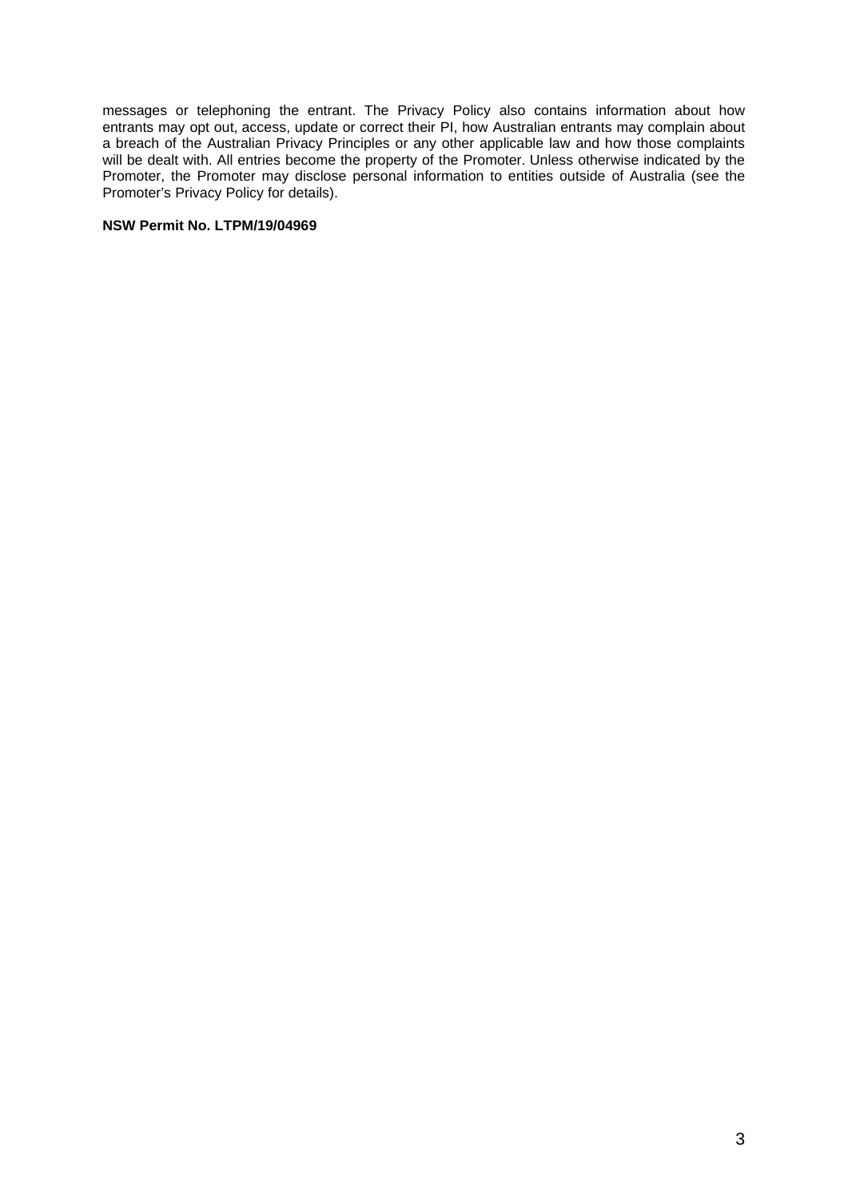messages or telephoning the entrant. The Privacy Policy also contains information about how entrants may opt out, access, update or correct their PI, how Australian entrants may complain about a breach of the Australian Privacy Principles or any other applicable law and how those complaints will be dealt with. All entries become the property of the Promoter. Unless otherwise indicated by the Promoter, the Promoter may disclose personal information to entities outside of Australia (see the Promoter's Privacy Policy for details).

**NSW Permit No. LTPM/19/04969**